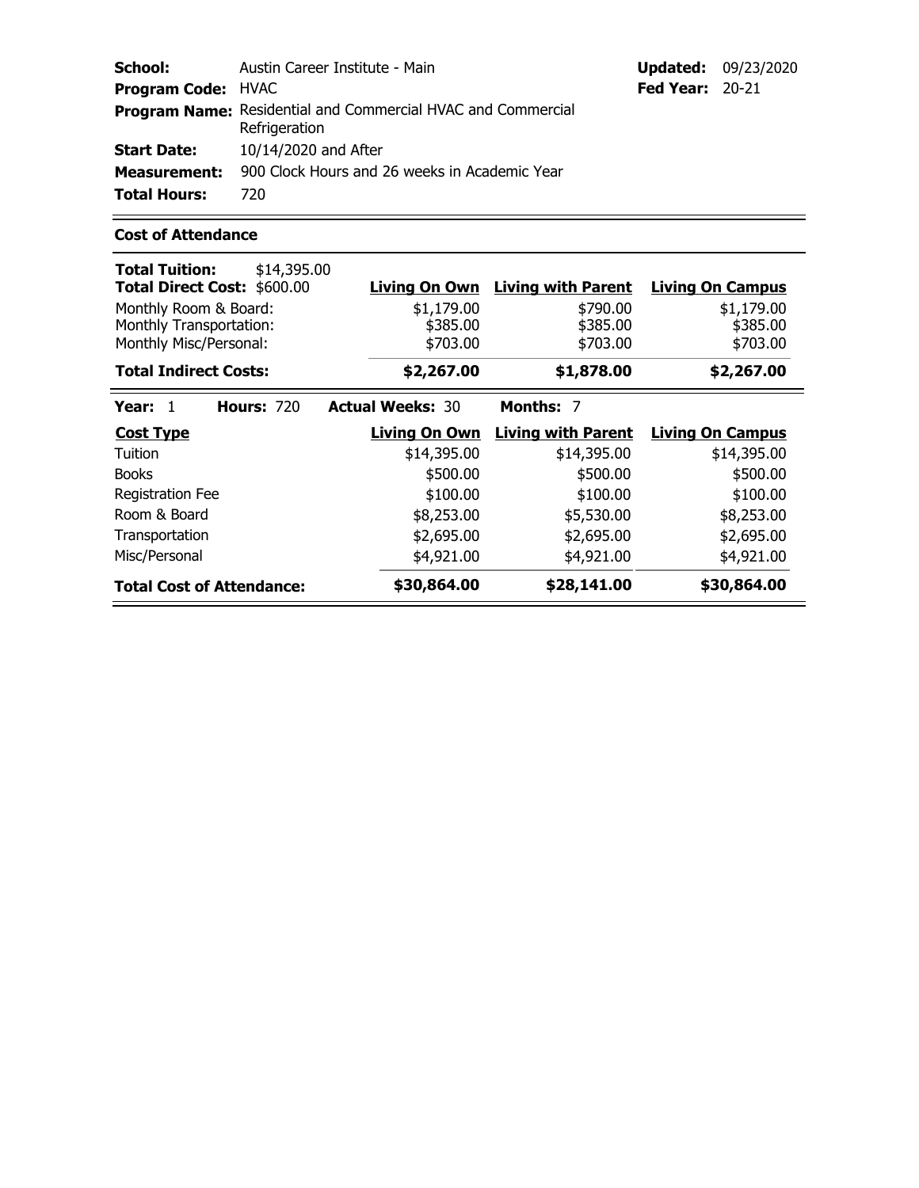| | | | |
|---|---|---|---|
| **School:** | Austin Career Institute - Main | **Updated:** | 09/23/2020 |
| **Program Code:** | HVAC | **Fed Year:** | 20-21 |
| **Program Name:** | Residential and Commercial HVAC and Commercial Refrigeration | | |
| **Start Date:** | 10/14/2020 and After | | |
| **Measurement:** | 900 Clock Hours and 26 weeks in Academic Year | | |
| **Total Hours:** | 720 | | |

## Cost of Attendance

| **Total Tuition:** $14,395.00 **Total Direct Cost:** $600.00 | **Living On Own** | **Living with Parent** | **Living On Campus** |
|---|---|---|---|
| Monthly Room & Board: | $1,179.00 | $790.00 | $1,179.00 |
| Monthly Transportation: | $385.00 | $385.00 | $385.00 |
| Monthly Misc/Personal: | $703.00 | $703.00 | $703.00 |
| **Total Indirect Costs:** | **$2,267.00** | **$1,878.00** | **$2,267.00** |

**Year:** 1 **Hours:** 720 **Actual Weeks:** 30 **Months:** 7

| **Cost Type** | **Living On Own** | **Living with Parent** | **Living On Campus** |
|---|---|---|---|
| Tuition | $14,395.00 | $14,395.00 | $14,395.00 |
| Books | $500.00 | $500.00 | $500.00 |
| Registration Fee | $100.00 | $100.00 | $100.00 |
| Room & Board | $8,253.00 | $5,530.00 | $8,253.00 |
| Transportation | $2,695.00 | $2,695.00 | $2,695.00 |
| Misc/Personal | $4,921.00 | $4,921.00 | $4,921.00 |
| **Total Cost of Attendance:** | **$30,864.00** | **$28,141.00** | **$30,864.00** |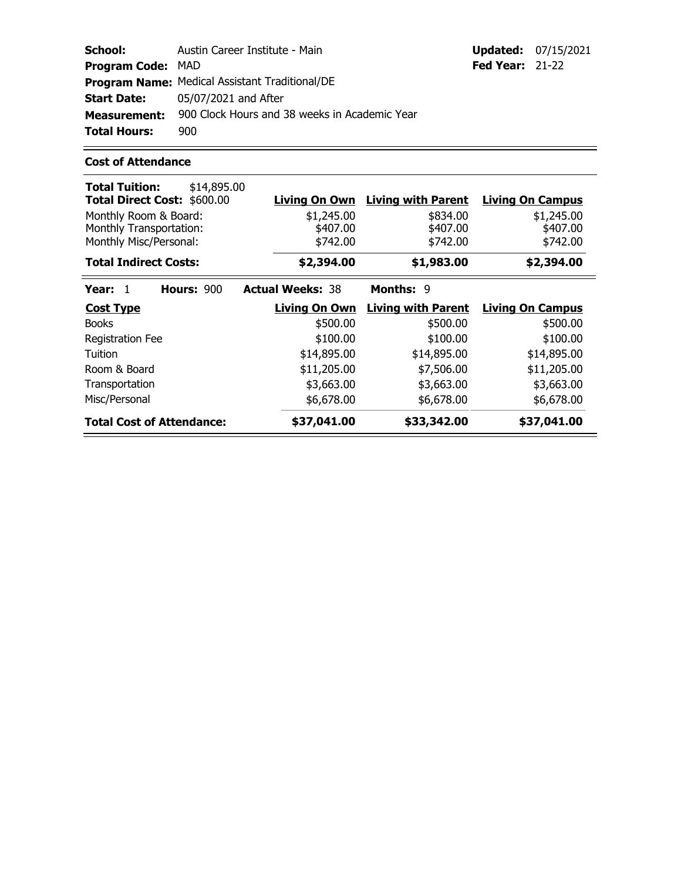**School:** Austin Career Institute - Main
**Program Code:** MAD
**Program Name:** Medical Assistant Traditional/DE
**Start Date:** 05/07/2021 and After
**Measurement:** 900 Clock Hours and 38 weeks in Academic Year
**Total Hours:** 900

**Updated:** 07/15/2021
**Fed Year:** 21-22

### Cost of Attendance

**Total Tuition:** $14,895.00
**Total Direct Cost:** $600.00

| | Living On Own | Living with Parent | Living On Campus |
|---|---|---|---|
| Monthly Room & Board: | $1,245.00 | $834.00 | $1,245.00 |
| Monthly Transportation: | $407.00 | $407.00 | $407.00 |
| Monthly Misc/Personal: | $742.00 | $742.00 | $742.00 |
| **Total Indirect Costs:** | **$2,394.00** | **$1,983.00** | **$2,394.00** |

**Year:** 1 **Hours:** 900 **Actual Weeks:** 38 **Months:** 9

| Cost Type | Living On Own | Living with Parent | Living On Campus |
|---|---|---|---|
| Books | $500.00 | $500.00 | $500.00 |
| Registration Fee | $100.00 | $100.00 | $100.00 |
| Tuition | $14,895.00 | $14,895.00 | $14,895.00 |
| Room & Board | $11,205.00 | $7,506.00 | $11,205.00 |
| Transportation | $3,663.00 | $3,663.00 | $3,663.00 |
| Misc/Personal | $6,678.00 | $6,678.00 | $6,678.00 |
| **Total Cost of Attendance:** | **$37,041.00** | **$33,342.00** | **$37,041.00** |